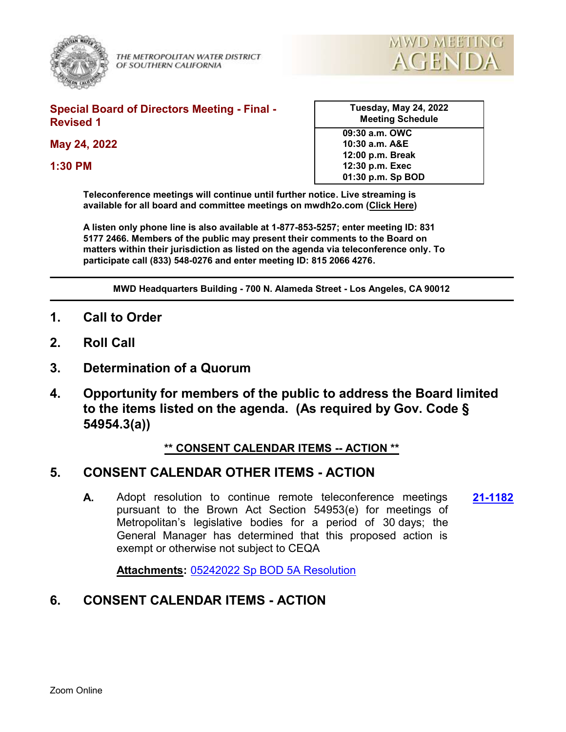THE METROPOLITAN WATER DISTRICT OF SOUTHERN CALIFORNIA

MWD MEETING AGENDA

**Special Board of Directors Meeting - Final - Revised 1**

**May 24, 2022**

**1:30 PM**

| Tuesday, May 24, 2022 Meeting Schedule |
|---|
| 09:30 a.m. OWC |
| 10:30 a.m. A&E |
| 12:00 p.m. Break |
| 12:30 p.m. Exec |
| 01:30 p.m. Sp BOD |

**Teleconference meetings will continue until further notice. Live streaming is available for all board and committee meetings on mwdh2o.com (Click Here)**

**A listen only phone line is also available at 1-877-853-5257; enter meeting ID: 831 5177 2466. Members of the public may present their comments to the Board on matters within their jurisdiction as listed on the agenda via teleconference only. To participate call (833) 548-0276 and enter meeting ID: 815 2066 4276.**

**MWD Headquarters Building - 700 N. Alameda Street - Los Angeles, CA 90012**

## 1. Call to Order

## 2. Roll Call

## 3. Determination of a Quorum

## 4. Opportunity for members of the public to address the Board limited to the items listed on the agenda. (As required by Gov. Code § 54954.3(a))

**\*\* CONSENT CALENDAR ITEMS -- ACTION \*\***

## 5. CONSENT CALENDAR OTHER ITEMS - ACTION

**A.** Adopt resolution to continue remote teleconference meetings pursuant to the Brown Act Section 54953(e) for meetings of Metropolitan's legislative bodies for a period of 30 days; the General Manager has determined that this proposed action is exempt or otherwise not subject to CEQA **21-1182**

**Attachments:** 05242022 Sp BOD 5A Resolution

## 6. CONSENT CALENDAR ITEMS - ACTION

Zoom Online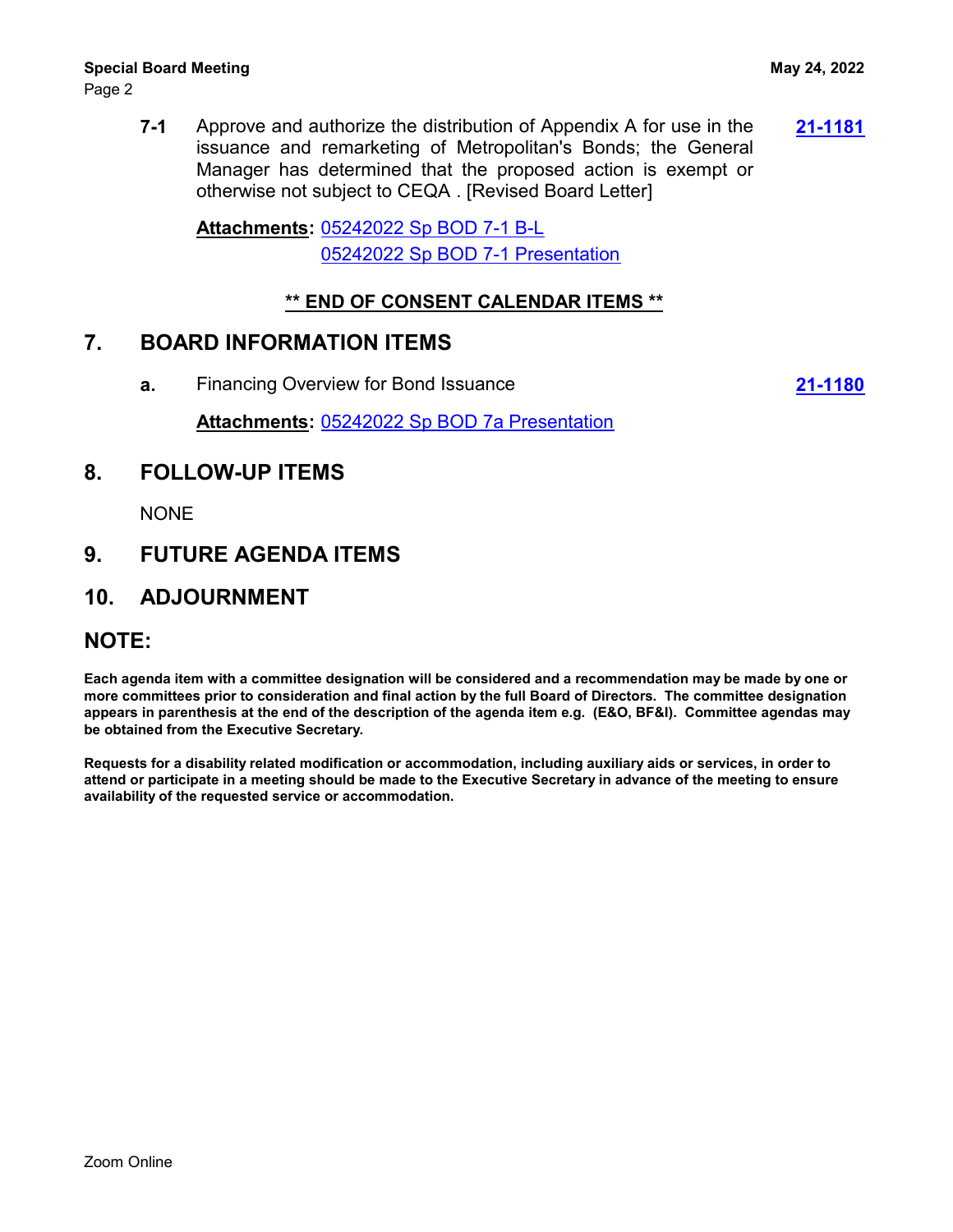**7-1** Approve and authorize the distribution of Appendix A for use in the issuance and remarketing of Metropolitan's Bonds; the General Manager has determined that the proposed action is exempt or otherwise not subject to CEQA . [Revised Board Letter] **21-1181**

**Attachments:** 05242022 Sp BOD 7-1 B-L
05242022 Sp BOD 7-1 Presentation

**** END OF CONSENT CALENDAR ITEMS ****

## 7. BOARD INFORMATION ITEMS

**a.** Financing Overview for Bond Issuance **21-1180**

**Attachments:** 05242022 Sp BOD 7a Presentation

## 8. FOLLOW-UP ITEMS

NONE

## 9. FUTURE AGENDA ITEMS

## 10. ADJOURNMENT

## NOTE:

**Each agenda item with a committee designation will be considered and a recommendation may be made by one or more committees prior to consideration and final action by the full Board of Directors. The committee designation appears in parenthesis at the end of the description of the agenda item e.g. (E&O, BF&I). Committee agendas may be obtained from the Executive Secretary.**

**Requests for a disability related modification or accommodation, including auxiliary aids or services, in order to attend or participate in a meeting should be made to the Executive Secretary in advance of the meeting to ensure availability of the requested service or accommodation.**

Zoom Online